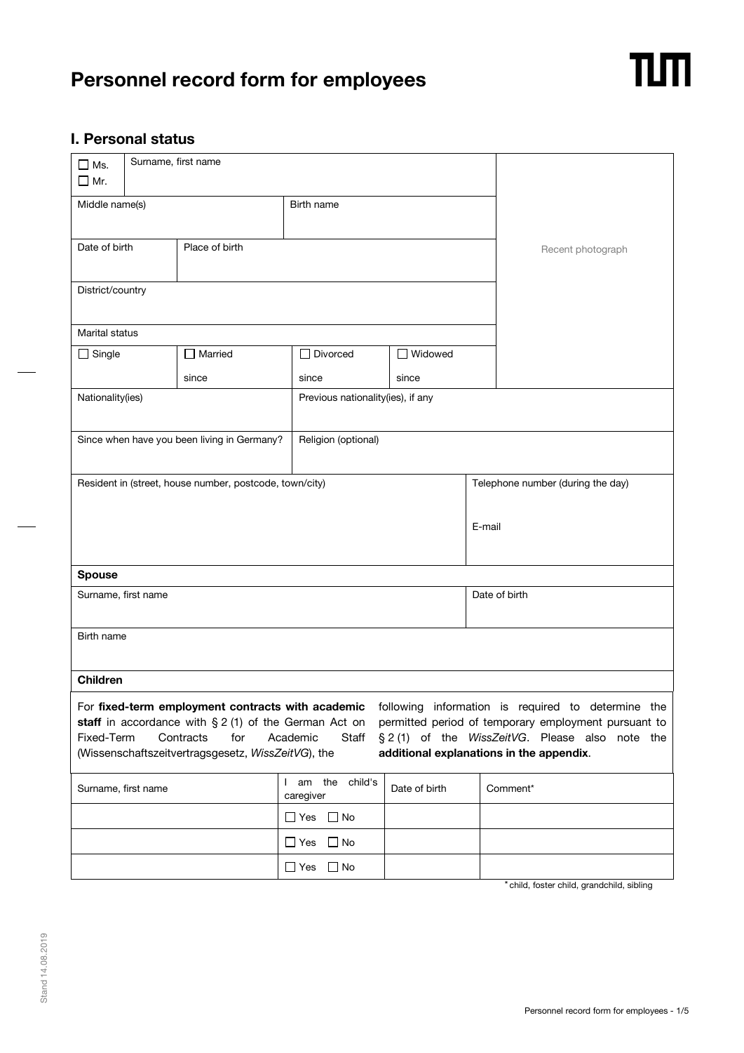# Personnel record form for employees

TUM

## I. Personal status

| ☐ Ms. ☐ Mr. | Surname, first name | | | Recent photograph |
|---|---|---|---|---|
| Middle name(s) | | Birth name | | |
| Date of birth | Place of birth | | | |
| District/country | | | | |
| Marital status | | | | |
| ☐ Single | ☐ Married since | ☐ Divorced since | ☐ Widowed since | |

| Nationality(ies) | Previous nationality(ies), if any |
|---|---|
| Since when have you been living in Germany? | Religion (optional) |

| Resident in (street, house number, postcode, town/city) | Telephone number (during the day) |
|---|---|
| | E-mail |

**Spouse**

| Surname, first name | Date of birth |
|---|---|
| Birth name | |

**Children**

For **fixed-term employment contracts with academic staff** in accordance with § 2 (1) of the German Act on Fixed-Term Contracts for Academic Staff (Wissenschaftszeitvertragsgesetz, *WissZeitVG*), the following information is required to determine the permitted period of temporary employment pursuant to § 2 (1) of the *WissZeitVG*. Please also note the **additional explanations in the appendix**.

| Surname, first name | I am the child's caregiver | Date of birth | Comment* |
|---|---|---|---|
| | ☐ Yes ☐ No | | |
| | ☐ Yes ☐ No | | |
| | ☐ Yes ☐ No | | |

* child, foster child, grandchild, sibling

Stand 14.08.2019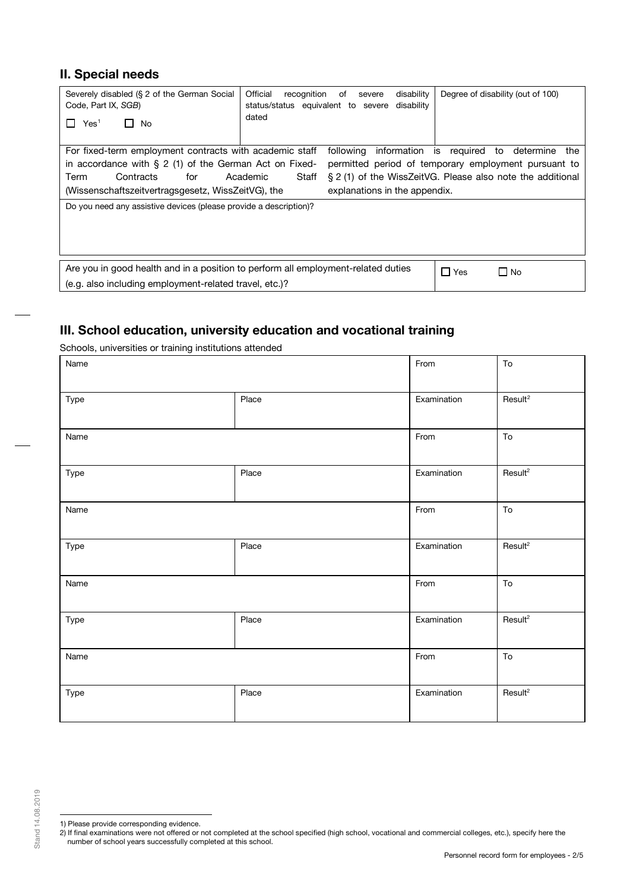## II. Special needs

| Severely disabled (§ 2 of the German Social Code, Part IX, *SGB*)<br>☐ Yes[1] ☐ No | Official recognition of severe disability status/status equivalent to severe disability dated | Degree of disability (out of 100) |
|---|---|---|

For fixed-term employment contracts with academic staff in accordance with § 2 (1) of the German Act on Fixed-Term Contracts for Academic Staff (Wissenschaftszeitvertragsgesetz, WissZeitVG), the following information is required to determine the permitted period of temporary employment pursuant to § 2 (1) of the WissZeitVG. Please also note the additional explanations in the appendix.

Do you need any assistive devices (please provide a description)?

| Are you in good health and in a position to perform all employment-related duties (e.g. also including employment-related travel, etc.)? | ☐ Yes ☐ No |
|---|---|

## III. School education, university education and vocational training

Schools, universities or training institutions attended

| Name | | From | To |
|---|---|---|---|
| Type | Place | Examination | Result[2] |
| Name | | From | To |
| Type | Place | Examination | Result[2] |
| Name | | From | To |
| Type | Place | Examination | Result[2] |
| Name | | From | To |
| Type | Place | Examination | Result[2] |
| Name | | From | To |
| Type | Place | Examination | Result[2] |

1) Please provide corresponding evidence.
2) If final examinations were not offered or not completed at the school specified (high school, vocational and commercial colleges, etc.), specify here the number of school years successfully completed at this school.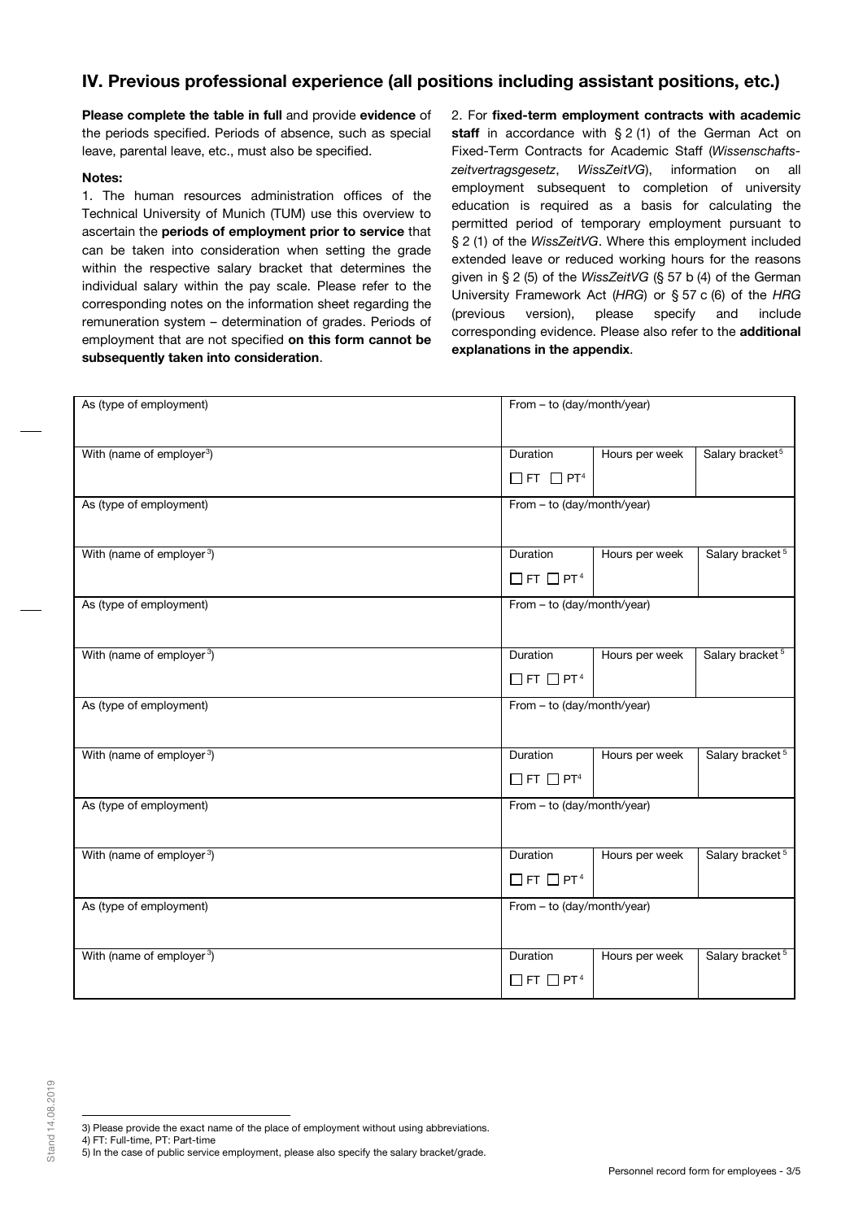## IV. Previous professional experience (all positions including assistant positions, etc.)

**Please complete the table in full** and provide **evidence** of the periods specified. Periods of absence, such as special leave, parental leave, etc., must also be specified.

**Notes:**

1. The human resources administration offices of the Technical University of Munich (TUM) use this overview to ascertain the **periods of employment prior to service** that can be taken into consideration when setting the grade within the respective salary bracket that determines the individual salary within the pay scale. Please refer to the corresponding notes on the information sheet regarding the remuneration system – determination of grades. Periods of employment that are not specified **on this form cannot be subsequently taken into consideration**.

2. For **fixed-term employment contracts with academic staff** in accordance with § 2 (1) of the German Act on Fixed-Term Contracts for Academic Staff (*Wissenschaftszeitvertragsgesetz*, *WissZeitVG*), information on all employment subsequent to completion of university education is required as a basis for calculating the permitted period of temporary employment pursuant to § 2 (1) of the *WissZeitVG*. Where this employment included extended leave or reduced working hours for the reasons given in § 2 (5) of the *WissZeitVG* (§ 57 b (4) of the German University Framework Act (*HRG*) or § 57 c (6) of the *HRG* (previous version), please specify and include corresponding evidence. Please also refer to the **additional explanations in the appendix**.

| As (type of employment) | From – to (day/month/year) | | |
|---|---|---|---|
| With (name of employer[3]) | Duration<br>☐ FT ☐ PT[4] | Hours per week | Salary bracket[5] |
| As (type of employment) | From – to (day/month/year) | | |
| With (name of employer[3]) | Duration<br>☐ FT ☐ PT[4] | Hours per week | Salary bracket[5] |
| As (type of employment) | From – to (day/month/year) | | |
| With (name of employer[3]) | Duration<br>☐ FT ☐ PT[4] | Hours per week | Salary bracket[5] |
| As (type of employment) | From – to (day/month/year) | | |
| With (name of employer[3]) | Duration<br>☐ FT ☐ PT[4] | Hours per week | Salary bracket[5] |
| As (type of employment) | From – to (day/month/year) | | |
| With (name of employer[3]) | Duration<br>☐ FT ☐ PT[4] | Hours per week | Salary bracket[5] |
| As (type of employment) | From – to (day/month/year) | | |
| With (name of employer[3]) | Duration<br>☐ FT ☐ PT[4] | Hours per week | Salary bracket[5] |

3) Please provide the exact name of the place of employment without using abbreviations.
4) FT: Full-time, PT: Part-time
5) In the case of public service employment, please also specify the salary bracket/grade.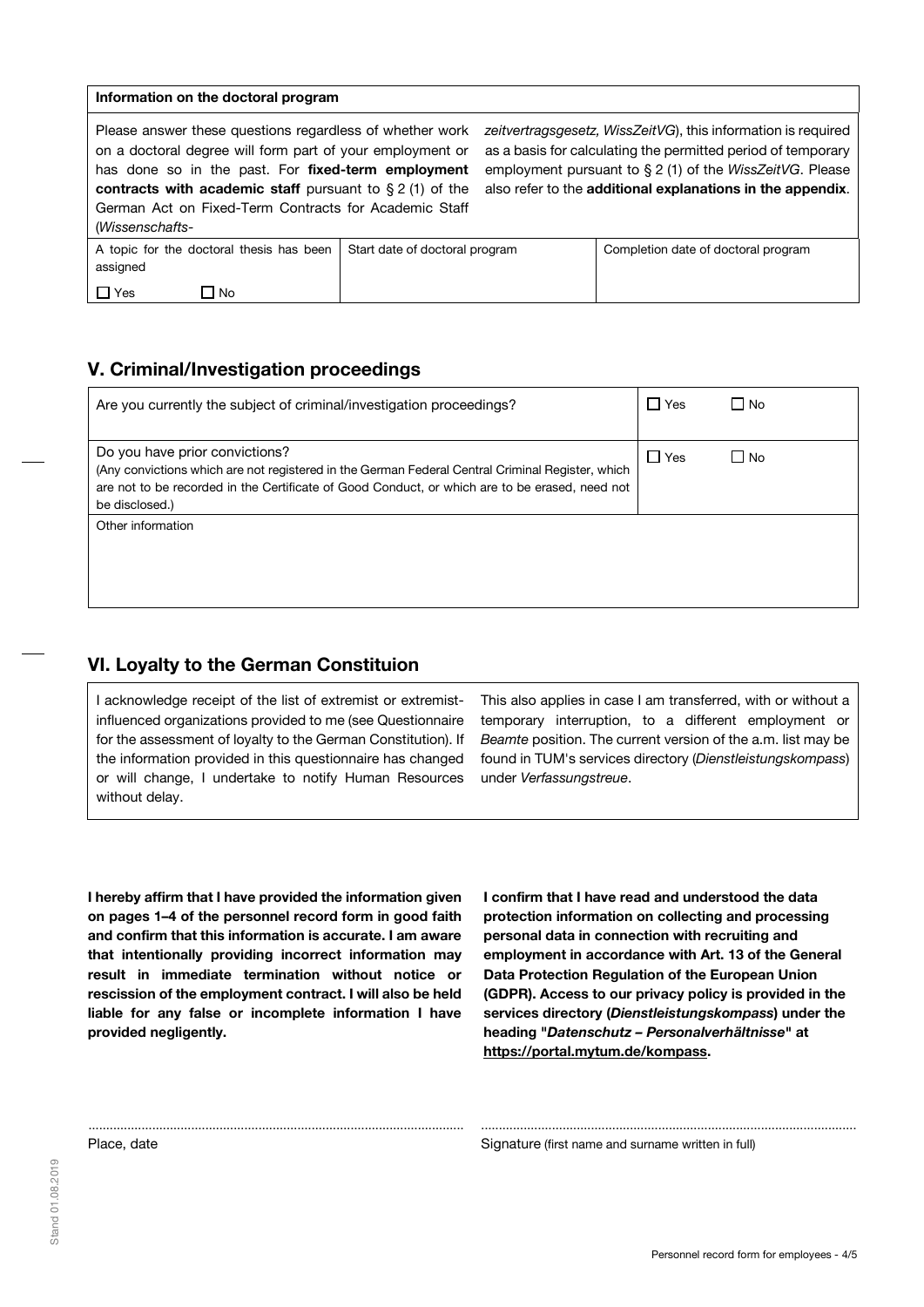**Information on the doctoral program**

Please answer these questions regardless of whether work on a doctoral degree will form part of your employment or has done so in the past. For **fixed-term employment contracts with academic staff** pursuant to § 2 (1) of the German Act on Fixed-Term Contracts for Academic Staff (*Wissenschafts-zeitvertragsgesetz, WissZeitVG*), this information is required as a basis for calculating the permitted period of temporary employment pursuant to § 2 (1) of the *WissZeitVG*. Please also refer to the **additional explanations in the appendix**.

| A topic for the doctoral thesis has been assigned | Start date of doctoral program | Completion date of doctoral program |
| --- | --- | --- |
| ☐ Yes ☐ No | | |

## V. Criminal/Investigation proceedings

| | |
| --- | --- |
| Are you currently the subject of criminal/investigation proceedings? | ☐ Yes ☐ No |
| Do you have prior convictions?<br>(Any convictions which are not registered in the German Federal Central Criminal Register, which are not to be recorded in the Certificate of Good Conduct, or which are to be erased, need not be disclosed.) | ☐ Yes ☐ No |
| Other information | |

## VI. Loyalty to the German Constituion

I acknowledge receipt of the list of extremist or extremist-influenced organizations provided to me (see Questionnaire for the assessment of loyalty to the German Constitution). If the information provided in this questionnaire has changed or will change, I undertake to notify Human Resources without delay. This also applies in case I am transferred, with or without a temporary interruption, to a different employment or *Beamte* position. The current version of the a.m. list may be found in TUM's services directory (*Dienstleistungskompass*) under *Verfassungstreue*.

**I hereby affirm that I have provided the information given on pages 1–4 of the personnel record form in good faith and confirm that this information is accurate. I am aware that intentionally providing incorrect information may result in immediate termination without notice or rescission of the employment contract. I will also be held liable for any false or incomplete information I have provided negligently.**

**I confirm that I have read and understood the data protection information on collecting and processing personal data in connection with recruiting and employment in accordance with Art. 13 of the General Data Protection Regulation of the European Union (GDPR). Access to our privacy policy is provided in the services directory (*Dienstleistungskompass*) under the heading "*Datenschutz – Personalverhältnisse*" at https://portal.mytum.de/kompass.**

..........................................................................................................

Place, date

..........................................................................................................

Signature (first name and surname written in full)

Stand 01.08.2019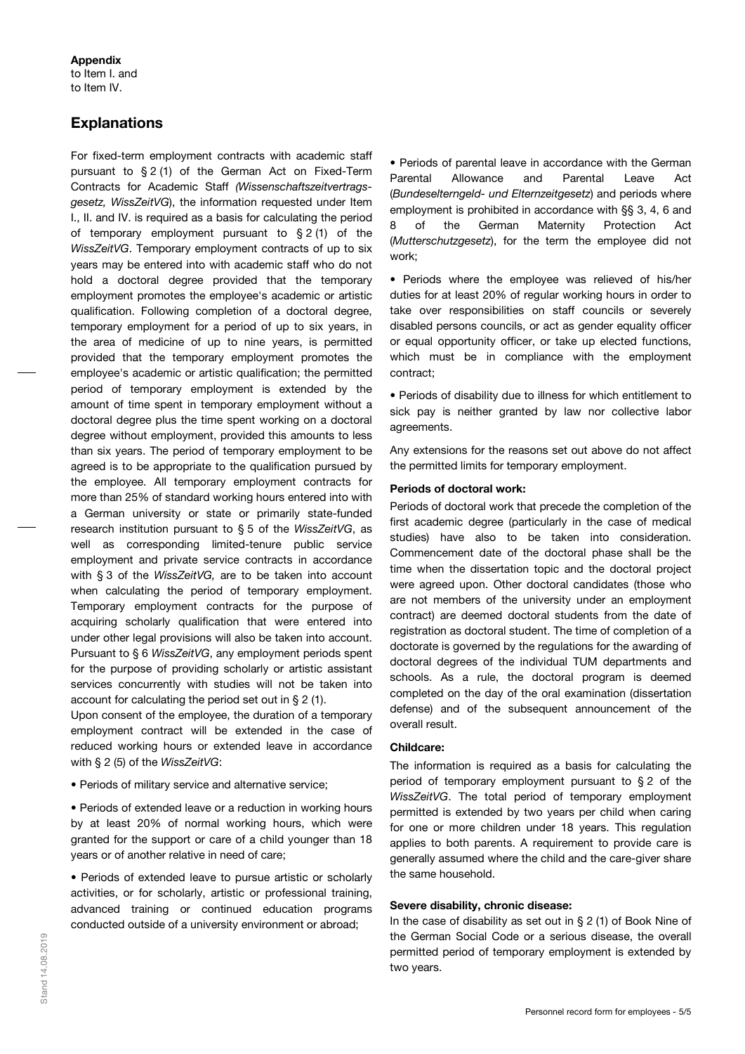**Appendix**
to Item I. and
to Item IV.

## Explanations

For fixed-term employment contracts with academic staff pursuant to § 2 (1) of the German Act on Fixed-Term Contracts for Academic Staff *(Wissenschaftszeitvertragsgesetz, WissZeitVG)*, the information requested under Item I., II. and IV. is required as a basis for calculating the period of temporary employment pursuant to § 2 (1) of the *WissZeitVG*. Temporary employment contracts of up to six years may be entered into with academic staff who do not hold a doctoral degree provided that the temporary employment promotes the employee's academic or artistic qualification. Following completion of a doctoral degree, temporary employment for a period of up to six years, in the area of medicine of up to nine years, is permitted provided that the temporary employment promotes the employee's academic or artistic qualification; the permitted period of temporary employment is extended by the amount of time spent in temporary employment without a doctoral degree plus the time spent working on a doctoral degree without employment, provided this amounts to less than six years. The period of temporary employment to be agreed is to be appropriate to the qualification pursued by the employee. All temporary employment contracts for more than 25% of standard working hours entered into with a German university or state or primarily state-funded research institution pursuant to § 5 of the *WissZeitVG*, as well as corresponding limited-tenure public service employment and private service contracts in accordance with § 3 of the *WissZeitVG,* are to be taken into account when calculating the period of temporary employment. Temporary employment contracts for the purpose of acquiring scholarly qualification that were entered into under other legal provisions will also be taken into account. Pursuant to § 6 *WissZeitVG*, any employment periods spent for the purpose of providing scholarly or artistic assistant services concurrently with studies will not be taken into account for calculating the period set out in § 2 (1).

Upon consent of the employee, the duration of a temporary employment contract will be extended in the case of reduced working hours or extended leave in accordance with § 2 (5) of the *WissZeitVG*:

- Periods of military service and alternative service;
- Periods of extended leave or a reduction in working hours by at least 20% of normal working hours, which were granted for the support or care of a child younger than 18 years or of another relative in need of care;
- Periods of extended leave to pursue artistic or scholarly activities, or for scholarly, artistic or professional training, advanced training or continued education programs conducted outside of a university environment or abroad;
- Periods of parental leave in accordance with the German Parental Allowance and Parental Leave Act (*Bundeselterngeld- und Elternzeitgesetz*) and periods where employment is prohibited in accordance with §§ 3, 4, 6 and 8 of the German Maternity Protection Act (*Mutterschutzgesetz*), for the term the employee did not work;
- Periods where the employee was relieved of his/her duties for at least 20% of regular working hours in order to take over responsibilities on staff councils or severely disabled persons councils, or act as gender equality officer or equal opportunity officer, or take up elected functions, which must be in compliance with the employment contract;
- Periods of disability due to illness for which entitlement to sick pay is neither granted by law nor collective labor agreements.

Any extensions for the reasons set out above do not affect the permitted limits for temporary employment.

**Periods of doctoral work:**

Periods of doctoral work that precede the completion of the first academic degree (particularly in the case of medical studies) have also to be taken into consideration. Commencement date of the doctoral phase shall be the time when the dissertation topic and the doctoral project were agreed upon. Other doctoral candidates (those who are not members of the university under an employment contract) are deemed doctoral students from the date of registration as doctoral student. The time of completion of a doctorate is governed by the regulations for the awarding of doctoral degrees of the individual TUM departments and schools. As a rule, the doctoral program is deemed completed on the day of the oral examination (dissertation defense) and of the subsequent announcement of the overall result.

**Childcare:**

The information is required as a basis for calculating the period of temporary employment pursuant to § 2 of the *WissZeitVG*. The total period of temporary employment permitted is extended by two years per child when caring for one or more children under 18 years. This regulation applies to both parents. A requirement to provide care is generally assumed where the child and the care-giver share the same household.

**Severe disability, chronic disease:**

In the case of disability as set out in § 2 (1) of Book Nine of the German Social Code or a serious disease, the overall permitted period of temporary employment is extended by two years.

Stand 14.08.2019